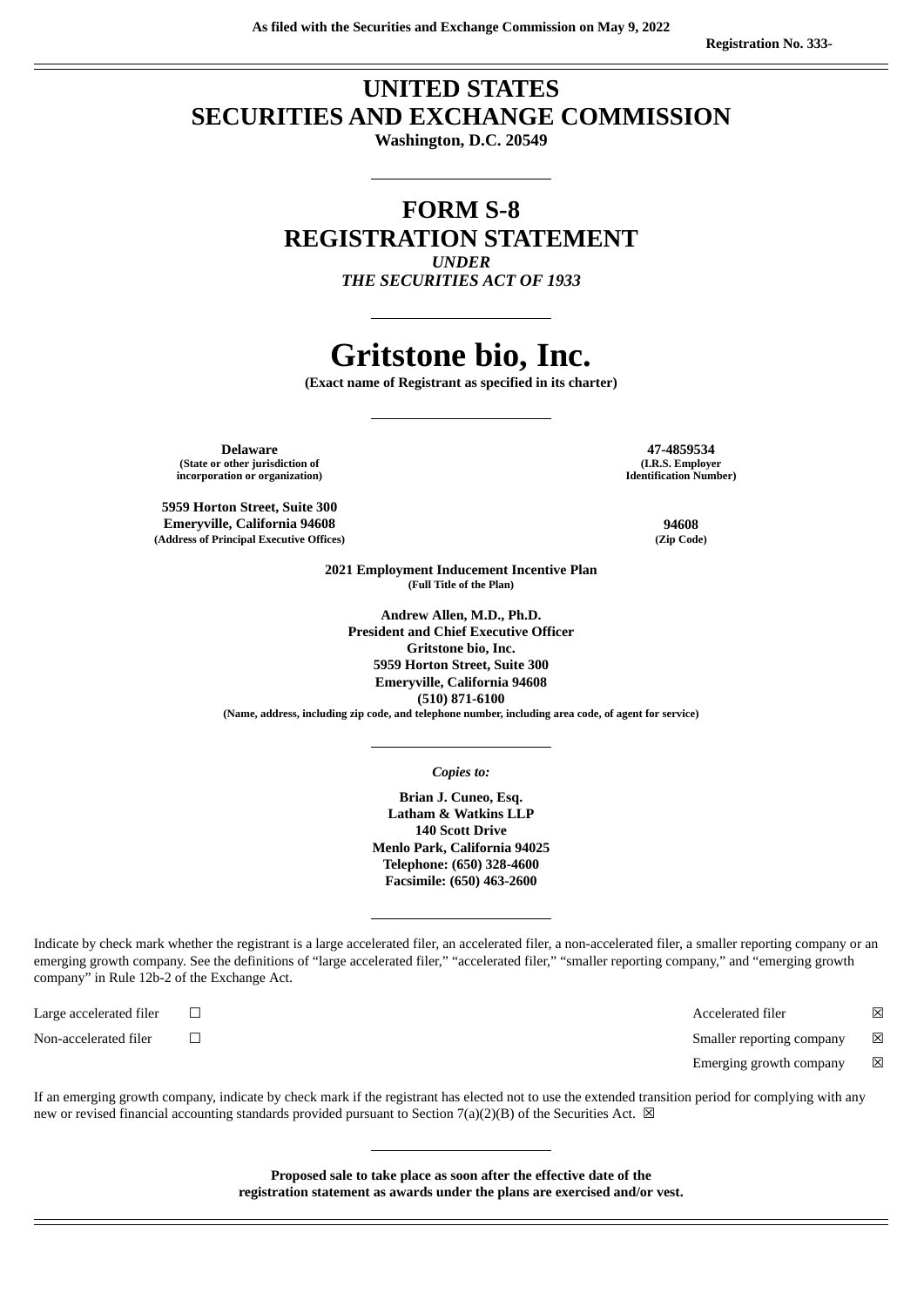**As filed with the Securities and Exchange Commission on May 9, 2022**

**Registration No. 333-**

# UNITED STATES SECURITIES AND EXCHANGE COMMISSION

**Washington, D.C. 20549**

---

# FORM S-8
# REGISTRATION STATEMENT

***UNDER***
***THE SECURITIES ACT OF 1933***

---

# Gritstone bio, Inc.

**(Exact name of Registrant as specified in its charter)**

---

| | |
|---|---|
| **Delaware**<br>**(State or other jurisdiction of incorporation or organization)** | **47-4859534**<br>**(I.R.S. Employer Identification Number)** |
| **5959 Horton Street, Suite 300**<br>**Emeryville, California 94608**<br>**(Address of Principal Executive Offices)** | **94608**<br>**(Zip Code)** |

**2021 Employment Inducement Incentive Plan**
**(Full Title of the Plan)**

**Andrew Allen, M.D., Ph.D.**
**President and Chief Executive Officer**
**Gritstone bio, Inc.**
**5959 Horton Street, Suite 300**
**Emeryville, California 94608**
**(510) 871-6100**
**(Name, address, including zip code, and telephone number, including area code, of agent for service)**

---

*Copies to:*

**Brian J. Cuneo, Esq.**
**Latham & Watkins LLP**
**140 Scott Drive**
**Menlo Park, California 94025**
**Telephone: (650) 328-4600**
**Facsimile: (650) 463-2600**

---

Indicate by check mark whether the registrant is a large accelerated filer, an accelerated filer, a non-accelerated filer, a smaller reporting company or an emerging growth company. See the definitions of "large accelerated filer," "accelerated filer," "smaller reporting company," and "emerging growth company" in Rule 12b-2 of the Exchange Act.

| | | | |
|---|---|---|---|
| Large accelerated filer | ☐ | Accelerated filer | ☒ |
| Non-accelerated filer | ☐ | Smaller reporting company | ☒ |
| | | Emerging growth company | ☒ |

If an emerging growth company, indicate by check mark if the registrant has elected not to use the extended transition period for complying with any new or revised financial accounting standards provided pursuant to Section 7(a)(2)(B) of the Securities Act. ☒

---

**Proposed sale to take place as soon after the effective date of the registration statement as awards under the plans are exercised and/or vest.**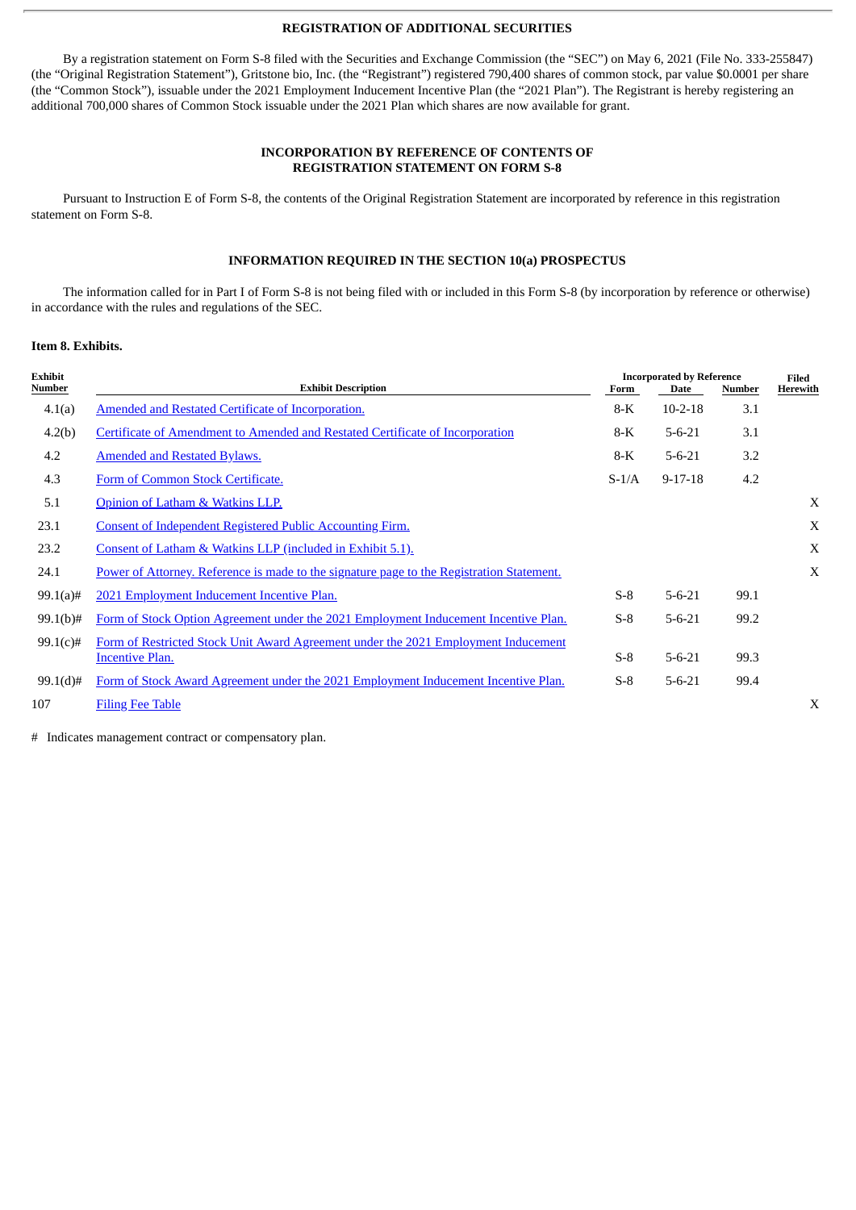## REGISTRATION OF ADDITIONAL SECURITIES

By a registration statement on Form S-8 filed with the Securities and Exchange Commission (the "SEC") on May 6, 2021 (File No. 333-255847) (the "Original Registration Statement"), Gritstone bio, Inc. (the "Registrant") registered 790,400 shares of common stock, par value $0.0001 per share (the "Common Stock"), issuable under the 2021 Employment Inducement Incentive Plan (the "2021 Plan"). The Registrant is hereby registering an additional 700,000 shares of Common Stock issuable under the 2021 Plan which shares are now available for grant.

## INCORPORATION BY REFERENCE OF CONTENTS OF REGISTRATION STATEMENT ON FORM S-8

Pursuant to Instruction E of Form S-8, the contents of the Original Registration Statement are incorporated by reference in this registration statement on Form S-8.

## INFORMATION REQUIRED IN THE SECTION 10(a) PROSPECTUS

The information called for in Part I of Form S-8 is not being filed with or included in this Form S-8 (by incorporation by reference or otherwise) in accordance with the rules and regulations of the SEC.

### Item 8. Exhibits.

| Exhibit Number | Exhibit Description | Incorporated by Reference | | | Filed Herewith |
|---|---|---|---|---|---|
| | | Form | Date | Number | |
| 4.1(a) | Amended and Restated Certificate of Incorporation. | 8-K | 10-2-18 | 3.1 | |
| 4.2(b) | Certificate of Amendment to Amended and Restated Certificate of Incorporation | 8-K | 5-6-21 | 3.1 | |
| 4.2 | Amended and Restated Bylaws. | 8-K | 5-6-21 | 3.2 | |
| 4.3 | Form of Common Stock Certificate. | S-1/A | 9-17-18 | 4.2 | |
| 5.1 | Opinion of Latham & Watkins LLP. | | | | X |
| 23.1 | Consent of Independent Registered Public Accounting Firm. | | | | X |
| 23.2 | Consent of Latham & Watkins LLP (included in Exhibit 5.1). | | | | X |
| 24.1 | Power of Attorney. Reference is made to the signature page to the Registration Statement. | | | | X |
| 99.1(a)# | 2021 Employment Inducement Incentive Plan. | S-8 | 5-6-21 | 99.1 | |
| 99.1(b)# | Form of Stock Option Agreement under the 2021 Employment Inducement Incentive Plan. | S-8 | 5-6-21 | 99.2 | |
| 99.1(c)# | Form of Restricted Stock Unit Award Agreement under the 2021 Employment Inducement Incentive Plan. | S-8 | 5-6-21 | 99.3 | |
| 99.1(d)# | Form of Stock Award Agreement under the 2021 Employment Inducement Incentive Plan. | S-8 | 5-6-21 | 99.4 | |
| 107 | Filing Fee Table | | | | X |

# Indicates management contract or compensatory plan.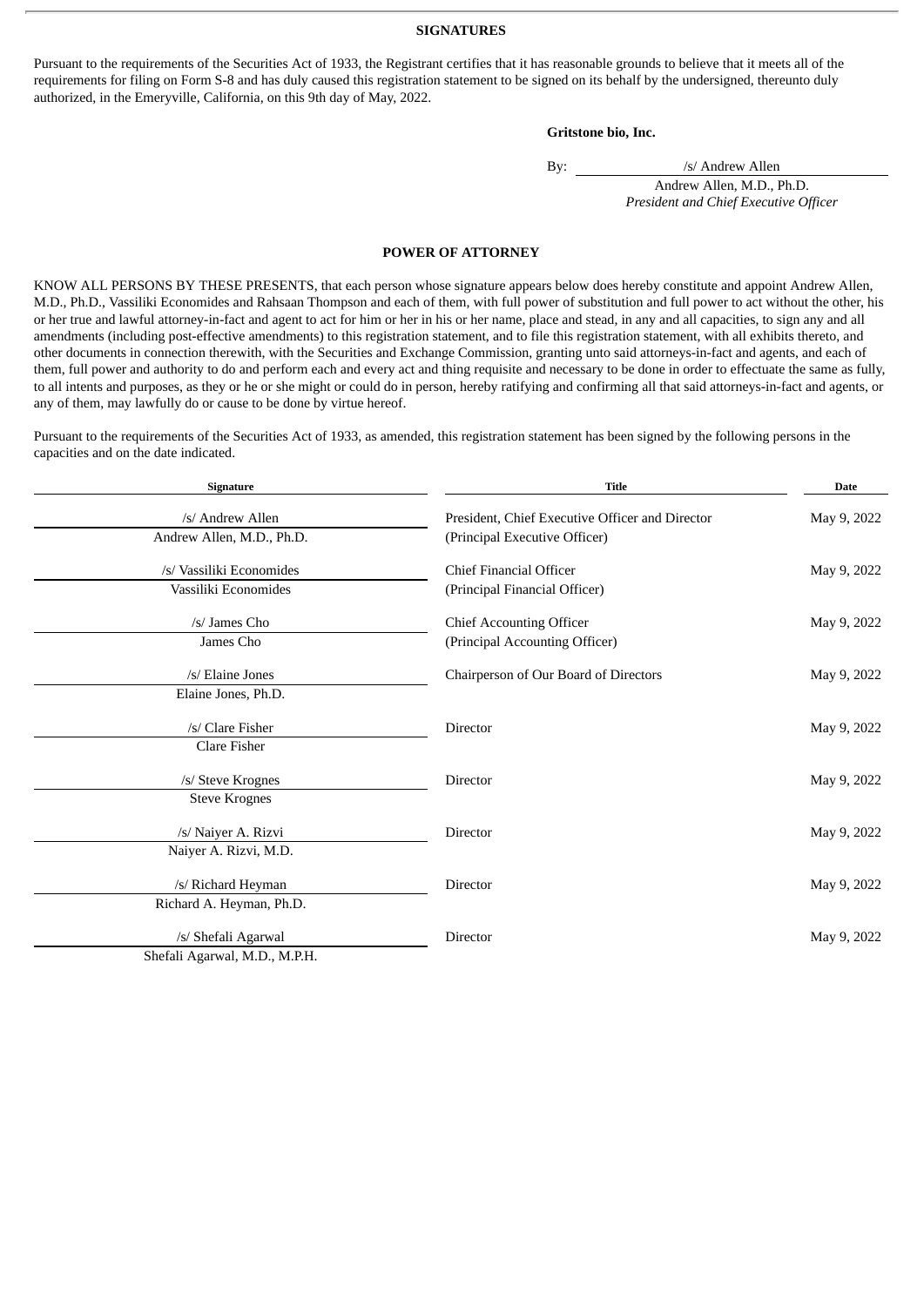## SIGNATURES

Pursuant to the requirements of the Securities Act of 1933, the Registrant certifies that it has reasonable grounds to believe that it meets all of the requirements for filing on Form S-8 and has duly caused this registration statement to be signed on its behalf by the undersigned, thereunto duly authorized, in the Emeryville, California, on this 9th day of May, 2022.

**Gritstone bio, Inc.**

By: /s/ Andrew Allen
Andrew Allen, M.D., Ph.D.
*President and Chief Executive Officer*

## POWER OF ATTORNEY

KNOW ALL PERSONS BY THESE PRESENTS, that each person whose signature appears below does hereby constitute and appoint Andrew Allen, M.D., Ph.D., Vassiliki Economides and Rahsaan Thompson and each of them, with full power of substitution and full power to act without the other, his or her true and lawful attorney-in-fact and agent to act for him or her in his or her name, place and stead, in any and all capacities, to sign any and all amendments (including post-effective amendments) to this registration statement, and to file this registration statement, with all exhibits thereto, and other documents in connection therewith, with the Securities and Exchange Commission, granting unto said attorneys-in-fact and agents, and each of them, full power and authority to do and perform each and every act and thing requisite and necessary to be done in order to effectuate the same as fully, to all intents and purposes, as they or he or she might or could do in person, hereby ratifying and confirming all that said attorneys-in-fact and agents, or any of them, may lawfully do or cause to be done by virtue hereof.

Pursuant to the requirements of the Securities Act of 1933, as amended, this registration statement has been signed by the following persons in the capacities and on the date indicated.

| Signature | Title | Date |
|---|---|---|
| /s/ Andrew Allen<br>Andrew Allen, M.D., Ph.D. | President, Chief Executive Officer and Director<br>(Principal Executive Officer) | May 9, 2022 |
| /s/ Vassiliki Economides<br>Vassiliki Economides | Chief Financial Officer<br>(Principal Financial Officer) | May 9, 2022 |
| /s/ James Cho<br>James Cho | Chief Accounting Officer<br>(Principal Accounting Officer) | May 9, 2022 |
| /s/ Elaine Jones<br>Elaine Jones, Ph.D. | Chairperson of Our Board of Directors | May 9, 2022 |
| /s/ Clare Fisher<br>Clare Fisher | Director | May 9, 2022 |
| /s/ Steve Krognes<br>Steve Krognes | Director | May 9, 2022 |
| /s/ Naiyer A. Rizvi<br>Naiyer A. Rizvi, M.D. | Director | May 9, 2022 |
| /s/ Richard Heyman<br>Richard A. Heyman, Ph.D. | Director | May 9, 2022 |
| /s/ Shefali Agarwal<br>Shefali Agarwal, M.D., M.P.H. | Director | May 9, 2022 |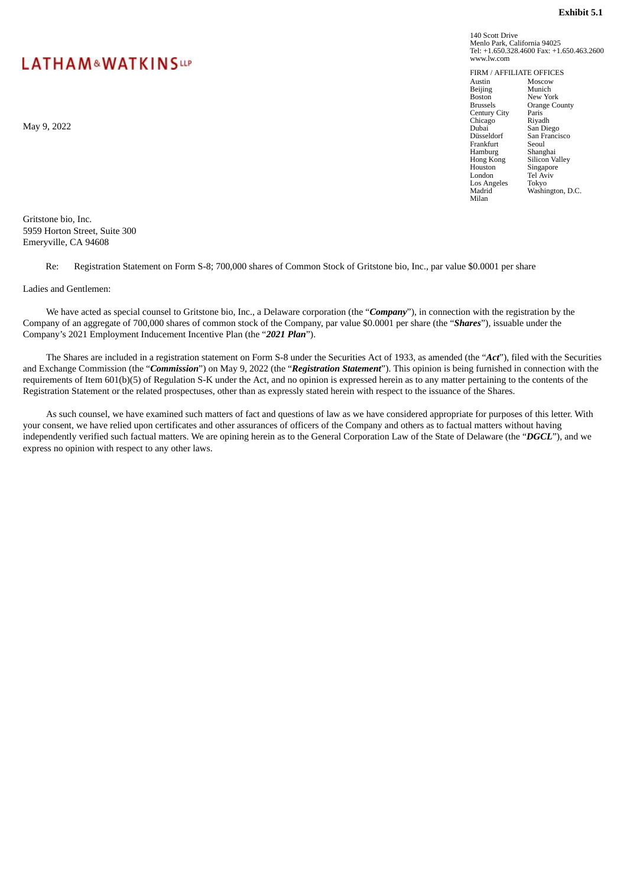**Exhibit 5.1**

LATHAM & WATKINS LLP

140 Scott Drive
Menlo Park, California 94025
Tel: +1.650.328.4600 Fax: +1.650.463.2600
www.lw.com

FIRM / AFFILIATE OFFICES

| | |
|---|---|
| Austin | Moscow |
| Beijing | Munich |
| Boston | New York |
| Brussels | Orange County |
| Century City | Paris |
| Chicago | Riyadh |
| Dubai | San Diego |
| Düsseldorf | San Francisco |
| Frankfurt | Seoul |
| Hamburg | Shanghai |
| Hong Kong | Silicon Valley |
| Houston | Singapore |
| London | Tel Aviv |
| Los Angeles | Tokyo |
| Madrid | Washington, D.C. |
| Milan | |

May 9, 2022

Gritstone bio, Inc.
5959 Horton Street, Suite 300
Emeryville, CA 94608

Re: Registration Statement on Form S-8; 700,000 shares of Common Stock of Gritstone bio, Inc., par value $0.0001 per share

Ladies and Gentlemen:

We have acted as special counsel to Gritstone bio, Inc., a Delaware corporation (the "***Company***"), in connection with the registration by the Company of an aggregate of 700,000 shares of common stock of the Company, par value $0.0001 per share (the "***Shares***"), issuable under the Company's 2021 Employment Inducement Incentive Plan (the "***2021 Plan***").

The Shares are included in a registration statement on Form S-8 under the Securities Act of 1933, as amended (the "***Act***"), filed with the Securities and Exchange Commission (the "***Commission***") on May 9, 2022 (the "***Registration Statement***"). This opinion is being furnished in connection with the requirements of Item 601(b)(5) of Regulation S-K under the Act, and no opinion is expressed herein as to any matter pertaining to the contents of the Registration Statement or the related prospectuses, other than as expressly stated herein with respect to the issuance of the Shares.

As such counsel, we have examined such matters of fact and questions of law as we have considered appropriate for purposes of this letter. With your consent, we have relied upon certificates and other assurances of officers of the Company and others as to factual matters without having independently verified such factual matters. We are opining herein as to the General Corporation Law of the State of Delaware (the "***DGCL***"), and we express no opinion with respect to any other laws.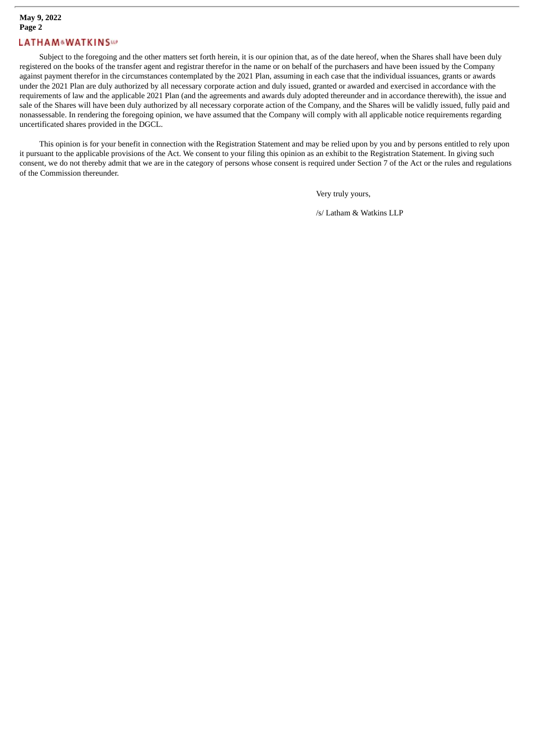Subject to the foregoing and the other matters set forth herein, it is our opinion that, as of the date hereof, when the Shares shall have been duly registered on the books of the transfer agent and registrar therefor in the name or on behalf of the purchasers and have been issued by the Company against payment therefor in the circumstances contemplated by the 2021 Plan, assuming in each case that the individual issuances, grants or awards under the 2021 Plan are duly authorized by all necessary corporate action and duly issued, granted or awarded and exercised in accordance with the requirements of law and the applicable 2021 Plan (and the agreements and awards duly adopted thereunder and in accordance therewith), the issue and sale of the Shares will have been duly authorized by all necessary corporate action of the Company, and the Shares will be validly issued, fully paid and nonassessable. In rendering the foregoing opinion, we have assumed that the Company will comply with all applicable notice requirements regarding uncertificated shares provided in the DGCL.

This opinion is for your benefit in connection with the Registration Statement and may be relied upon by you and by persons entitled to rely upon it pursuant to the applicable provisions of the Act. We consent to your filing this opinion as an exhibit to the Registration Statement. In giving such consent, we do not thereby admit that we are in the category of persons whose consent is required under Section 7 of the Act or the rules and regulations of the Commission thereunder.

Very truly yours,

/s/ Latham & Watkins LLP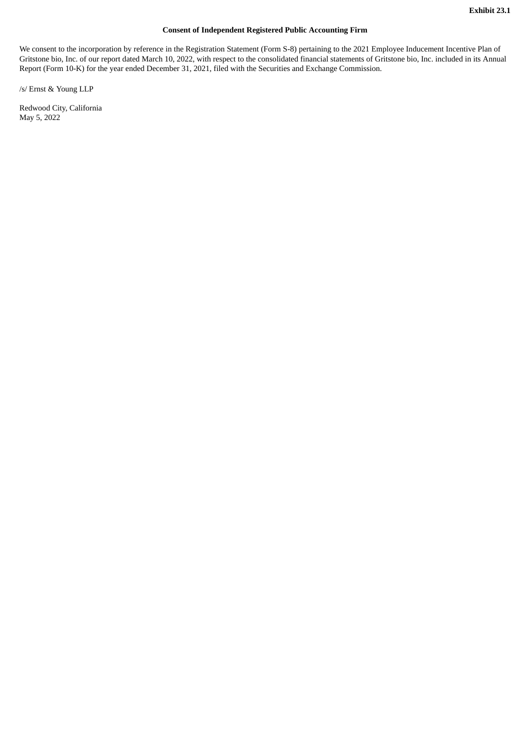**Exhibit 23.1**

**Consent of Independent Registered Public Accounting Firm**

We consent to the incorporation by reference in the Registration Statement (Form S-8) pertaining to the 2021 Employee Inducement Incentive Plan of Gritstone bio, Inc. of our report dated March 10, 2022, with respect to the consolidated financial statements of Gritstone bio, Inc. included in its Annual Report (Form 10-K) for the year ended December 31, 2021, filed with the Securities and Exchange Commission.

/s/ Ernst & Young LLP

Redwood City, California
May 5, 2022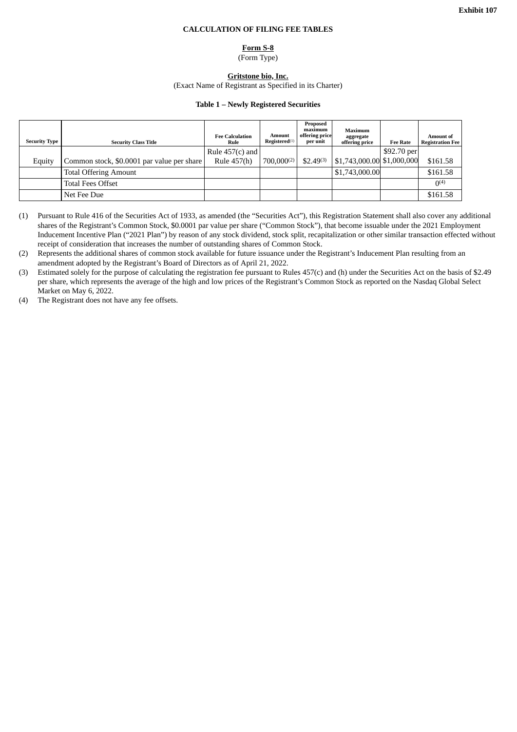**Exhibit 107**

**CALCULATION OF FILING FEE TABLES**

**Form S-8**

(Form Type)

**Gritstone bio, Inc.**

(Exact Name of Registrant as Specified in its Charter)

**Table 1 – Newly Registered Securities**

| Security Type | Security Class Title | Fee Calculation Rule | Amount Registered(1) | Proposed maximum offering price per unit | Maximum aggregate offering price | Fee Rate | Amount of Registration Fee |
|---|---|---|---|---|---|---|---|
| Equity | Common stock, $0.0001 par value per share | Rule 457(c) and Rule 457(h) | 700,000(2) | $2.49(3) | $1,743,000.00 | $92.70 per $1,000,000 | $161.58 |
| | Total Offering Amount | | | | $1,743,000.00 | | $161.58 |
| | Total Fees Offset | | | | | | 0(4) |
| | Net Fee Due | | | | | | $161.58 |

(1) Pursuant to Rule 416 of the Securities Act of 1933, as amended (the "Securities Act"), this Registration Statement shall also cover any additional shares of the Registrant's Common Stock, $0.0001 par value per share ("Common Stock"), that become issuable under the 2021 Employment Inducement Incentive Plan ("2021 Plan") by reason of any stock dividend, stock split, recapitalization or other similar transaction effected without receipt of consideration that increases the number of outstanding shares of Common Stock.

(2) Represents the additional shares of common stock available for future issuance under the Registrant's Inducement Plan resulting from an amendment adopted by the Registrant's Board of Directors as of April 21, 2022.

(3) Estimated solely for the purpose of calculating the registration fee pursuant to Rules 457(c) and (h) under the Securities Act on the basis of $2.49 per share, which represents the average of the high and low prices of the Registrant's Common Stock as reported on the Nasdaq Global Select Market on May 6, 2022.

(4) The Registrant does not have any fee offsets.